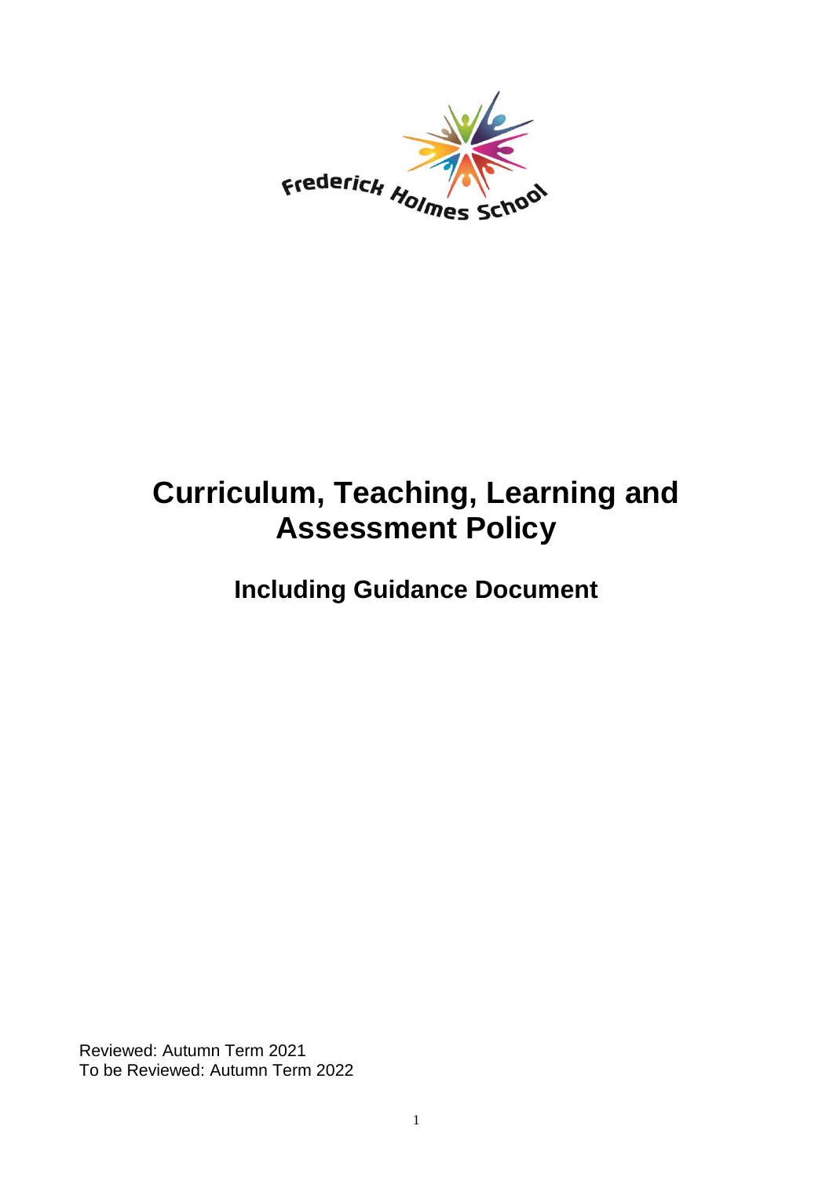Frederick Holmes School

# Curriculum, Teaching, Learning and Assessment Policy

## Including Guidance Document

Reviewed: Autumn Term 2021
To be Reviewed: Autumn Term 2022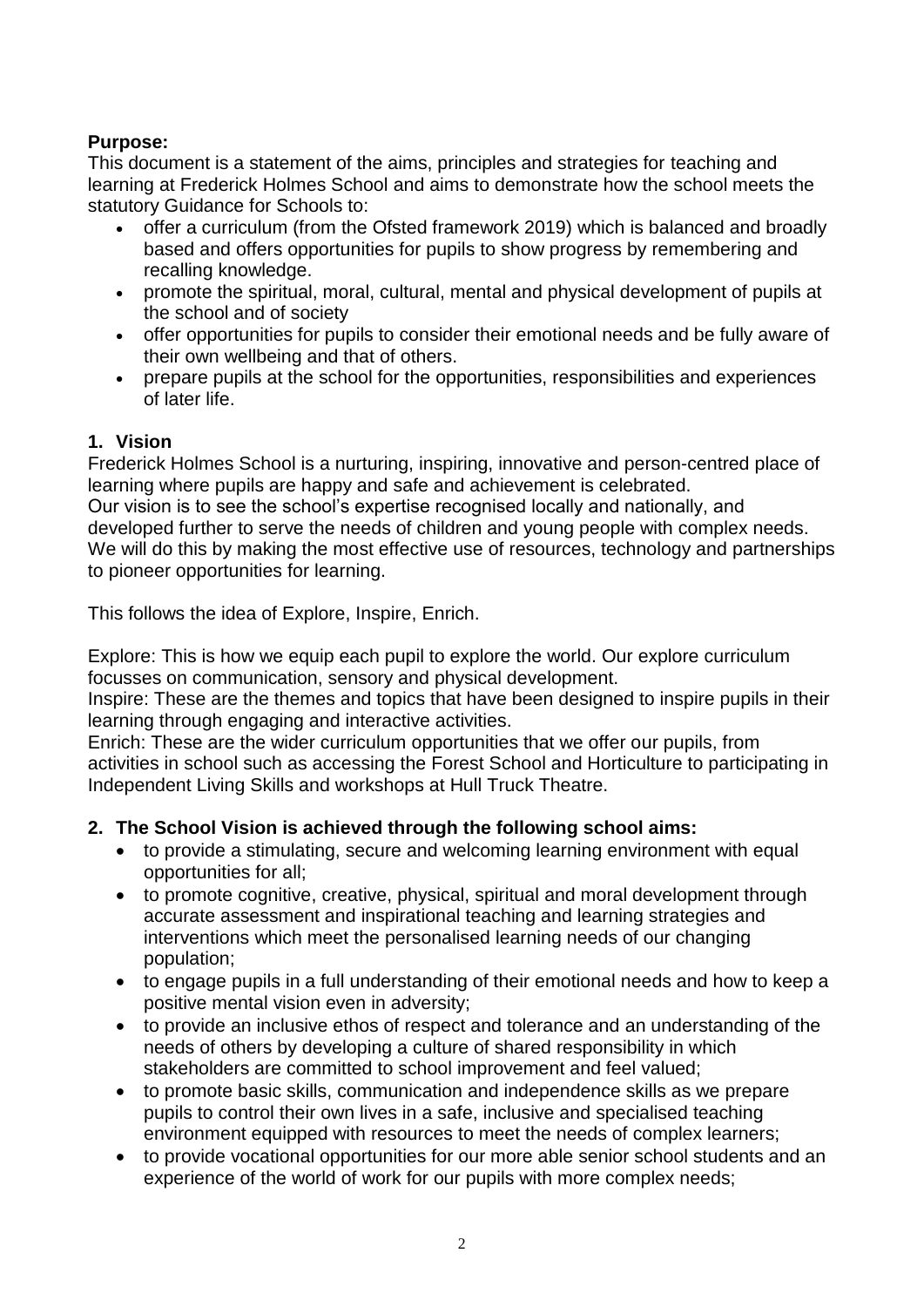**Purpose:**

This document is a statement of the aims, principles and strategies for teaching and learning at Frederick Holmes School and aims to demonstrate how the school meets the statutory Guidance for Schools to:

- offer a curriculum (from the Ofsted framework 2019) which is balanced and broadly based and offers opportunities for pupils to show progress by remembering and recalling knowledge.
- promote the spiritual, moral, cultural, mental and physical development of pupils at the school and of society
- offer opportunities for pupils to consider their emotional needs and be fully aware of their own wellbeing and that of others.
- prepare pupils at the school for the opportunities, responsibilities and experiences of later life.

**1. Vision**

Frederick Holmes School is a nurturing, inspiring, innovative and person-centred place of learning where pupils are happy and safe and achievement is celebrated.
Our vision is to see the school's expertise recognised locally and nationally, and developed further to serve the needs of children and young people with complex needs. We will do this by making the most effective use of resources, technology and partnerships to pioneer opportunities for learning.

This follows the idea of Explore, Inspire, Enrich.

Explore: This is how we equip each pupil to explore the world. Our explore curriculum focusses on communication, sensory and physical development.
Inspire: These are the themes and topics that have been designed to inspire pupils in their learning through engaging and interactive activities.
Enrich: These are the wider curriculum opportunities that we offer our pupils, from activities in school such as accessing the Forest School and Horticulture to participating in Independent Living Skills and workshops at Hull Truck Theatre.

**2. The School Vision is achieved through the following school aims:**

- to provide a stimulating, secure and welcoming learning environment with equal opportunities for all;
- to promote cognitive, creative, physical, spiritual and moral development through accurate assessment and inspirational teaching and learning strategies and interventions which meet the personalised learning needs of our changing population;
- to engage pupils in a full understanding of their emotional needs and how to keep a positive mental vision even in adversity;
- to provide an inclusive ethos of respect and tolerance and an understanding of the needs of others by developing a culture of shared responsibility in which stakeholders are committed to school improvement and feel valued;
- to promote basic skills, communication and independence skills as we prepare pupils to control their own lives in a safe, inclusive and specialised teaching environment equipped with resources to meet the needs of complex learners;
- to provide vocational opportunities for our more able senior school students and an experience of the world of work for our pupils with more complex needs;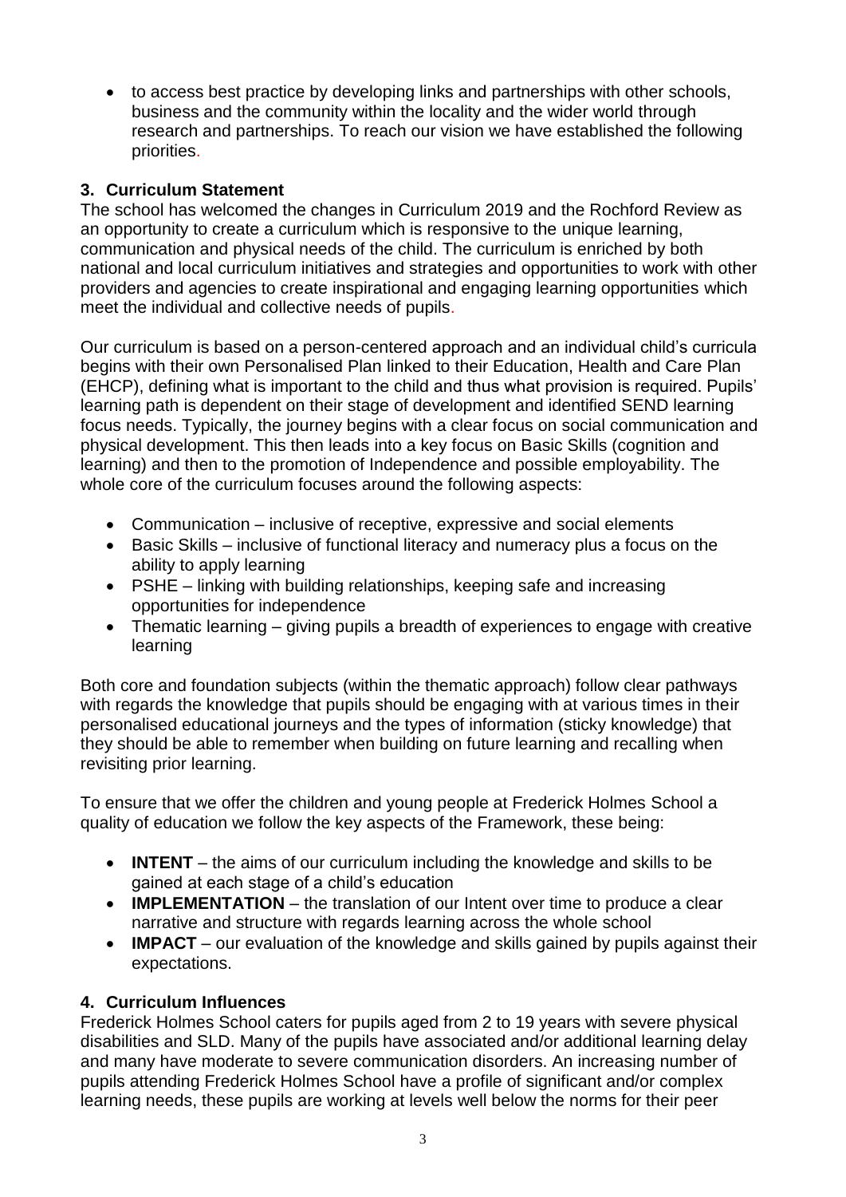- to access best practice by developing links and partnerships with other schools, business and the community within the locality and the wider world through research and partnerships. To reach our vision we have established the following priorities.

## 3. Curriculum Statement

The school has welcomed the changes in Curriculum 2019 and the Rochford Review as an opportunity to create a curriculum which is responsive to the unique learning, communication and physical needs of the child. The curriculum is enriched by both national and local curriculum initiatives and strategies and opportunities to work with other providers and agencies to create inspirational and engaging learning opportunities which meet the individual and collective needs of pupils.

Our curriculum is based on a person-centered approach and an individual child's curricula begins with their own Personalised Plan linked to their Education, Health and Care Plan (EHCP), defining what is important to the child and thus what provision is required. Pupils' learning path is dependent on their stage of development and identified SEND learning focus needs. Typically, the journey begins with a clear focus on social communication and physical development. This then leads into a key focus on Basic Skills (cognition and learning) and then to the promotion of Independence and possible employability. The whole core of the curriculum focuses around the following aspects:

- Communication – inclusive of receptive, expressive and social elements
- Basic Skills – inclusive of functional literacy and numeracy plus a focus on the ability to apply learning
- PSHE – linking with building relationships, keeping safe and increasing opportunities for independence
- Thematic learning – giving pupils a breadth of experiences to engage with creative learning

Both core and foundation subjects (within the thematic approach) follow clear pathways with regards the knowledge that pupils should be engaging with at various times in their personalised educational journeys and the types of information (sticky knowledge) that they should be able to remember when building on future learning and recalling when revisiting prior learning.

To ensure that we offer the children and young people at Frederick Holmes School a quality of education we follow the key aspects of the Framework, these being:

- **INTENT** – the aims of our curriculum including the knowledge and skills to be gained at each stage of a child's education
- **IMPLEMENTATION** – the translation of our Intent over time to produce a clear narrative and structure with regards learning across the whole school
- **IMPACT** – our evaluation of the knowledge and skills gained by pupils against their expectations.

## 4. Curriculum Influences

Frederick Holmes School caters for pupils aged from 2 to 19 years with severe physical disabilities and SLD. Many of the pupils have associated and/or additional learning delay and many have moderate to severe communication disorders. An increasing number of pupils attending Frederick Holmes School have a profile of significant and/or complex learning needs, these pupils are working at levels well below the norms for their peer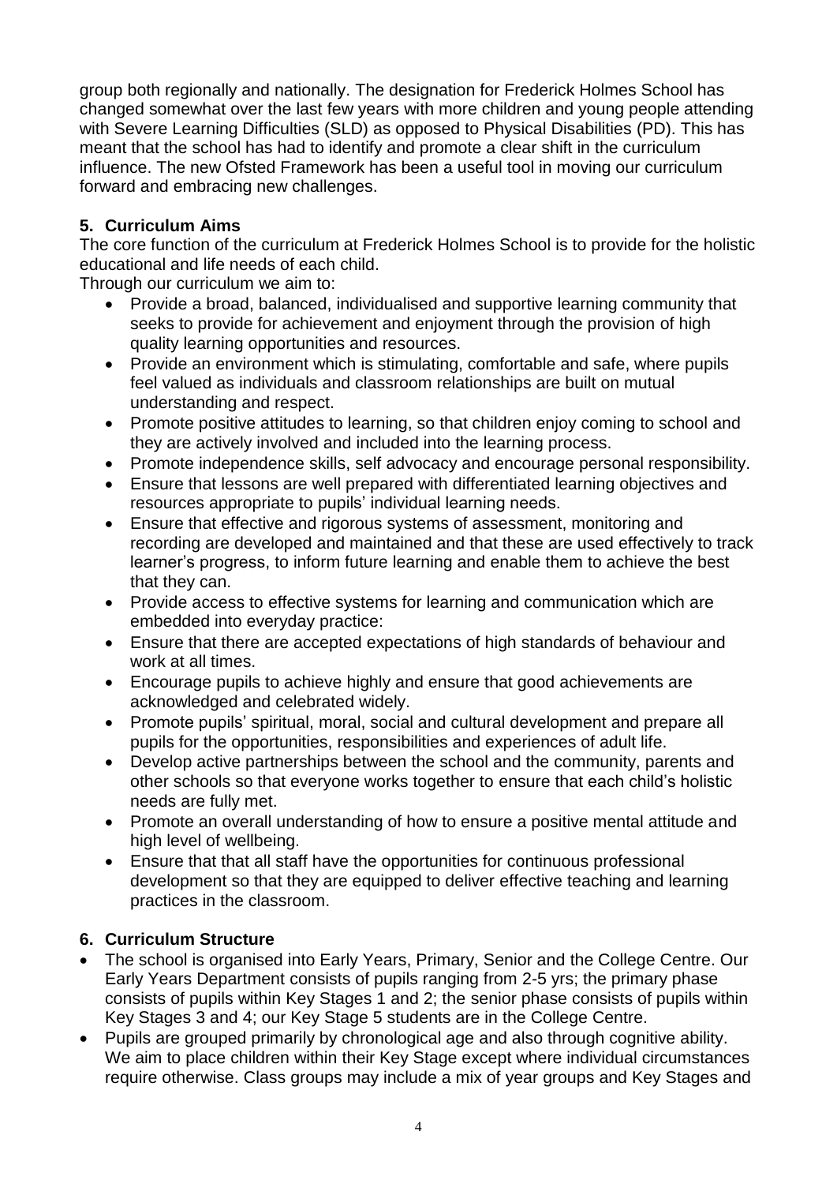group both regionally and nationally. The designation for Frederick Holmes School has changed somewhat over the last few years with more children and young people attending with Severe Learning Difficulties (SLD) as opposed to Physical Disabilities (PD). This has meant that the school has had to identify and promote a clear shift in the curriculum influence. The new Ofsted Framework has been a useful tool in moving our curriculum forward and embracing new challenges.

## 5. Curriculum Aims

The core function of the curriculum at Frederick Holmes School is to provide for the holistic educational and life needs of each child.

Through our curriculum we aim to:

- Provide a broad, balanced, individualised and supportive learning community that seeks to provide for achievement and enjoyment through the provision of high quality learning opportunities and resources.
- Provide an environment which is stimulating, comfortable and safe, where pupils feel valued as individuals and classroom relationships are built on mutual understanding and respect.
- Promote positive attitudes to learning, so that children enjoy coming to school and they are actively involved and included into the learning process.
- Promote independence skills, self advocacy and encourage personal responsibility.
- Ensure that lessons are well prepared with differentiated learning objectives and resources appropriate to pupils' individual learning needs.
- Ensure that effective and rigorous systems of assessment, monitoring and recording are developed and maintained and that these are used effectively to track learner's progress, to inform future learning and enable them to achieve the best that they can.
- Provide access to effective systems for learning and communication which are embedded into everyday practice:
- Ensure that there are accepted expectations of high standards of behaviour and work at all times.
- Encourage pupils to achieve highly and ensure that good achievements are acknowledged and celebrated widely.
- Promote pupils' spiritual, moral, social and cultural development and prepare all pupils for the opportunities, responsibilities and experiences of adult life.
- Develop active partnerships between the school and the community, parents and other schools so that everyone works together to ensure that each child's holistic needs are fully met.
- Promote an overall understanding of how to ensure a positive mental attitude and high level of wellbeing.
- Ensure that that all staff have the opportunities for continuous professional development so that they are equipped to deliver effective teaching and learning practices in the classroom.

## 6. Curriculum Structure

- The school is organised into Early Years, Primary, Senior and the College Centre. Our Early Years Department consists of pupils ranging from 2-5 yrs; the primary phase consists of pupils within Key Stages 1 and 2; the senior phase consists of pupils within Key Stages 3 and 4; our Key Stage 5 students are in the College Centre.
- Pupils are grouped primarily by chronological age and also through cognitive ability. We aim to place children within their Key Stage except where individual circumstances require otherwise. Class groups may include a mix of year groups and Key Stages and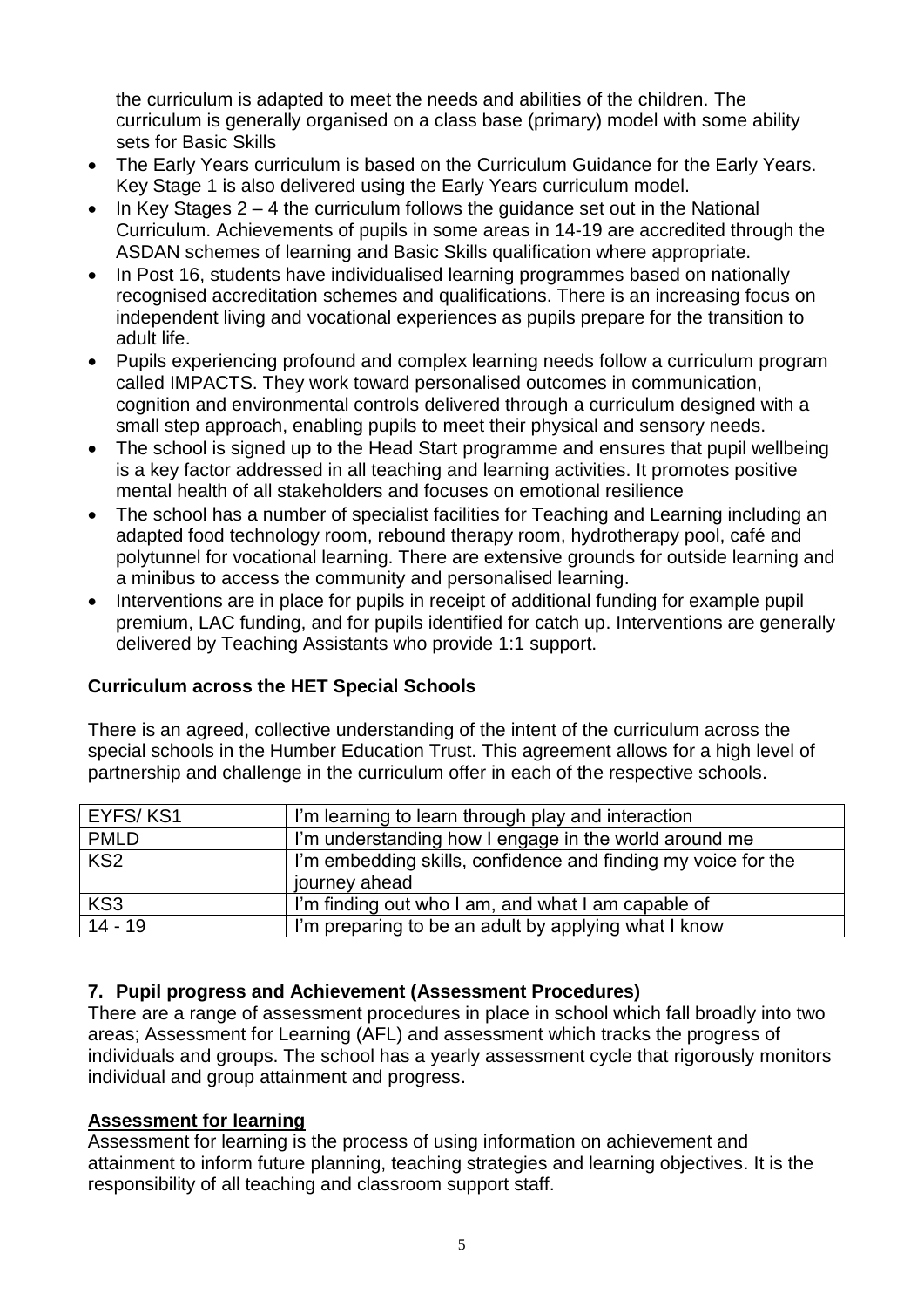the curriculum is adapted to meet the needs and abilities of the children. The curriculum is generally organised on a class base (primary) model with some ability sets for Basic Skills

- The Early Years curriculum is based on the Curriculum Guidance for the Early Years. Key Stage 1 is also delivered using the Early Years curriculum model.
- In Key Stages 2 – 4 the curriculum follows the guidance set out in the National Curriculum. Achievements of pupils in some areas in 14-19 are accredited through the ASDAN schemes of learning and Basic Skills qualification where appropriate.
- In Post 16, students have individualised learning programmes based on nationally recognised accreditation schemes and qualifications. There is an increasing focus on independent living and vocational experiences as pupils prepare for the transition to adult life.
- Pupils experiencing profound and complex learning needs follow a curriculum program called IMPACTS. They work toward personalised outcomes in communication, cognition and environmental controls delivered through a curriculum designed with a small step approach, enabling pupils to meet their physical and sensory needs.
- The school is signed up to the Head Start programme and ensures that pupil wellbeing is a key factor addressed in all teaching and learning activities. It promotes positive mental health of all stakeholders and focuses on emotional resilience
- The school has a number of specialist facilities for Teaching and Learning including an adapted food technology room, rebound therapy room, hydrotherapy pool, café and polytunnel for vocational learning. There are extensive grounds for outside learning and a minibus to access the community and personalised learning.
- Interventions are in place for pupils in receipt of additional funding for example pupil premium, LAC funding, and for pupils identified for catch up. Interventions are generally delivered by Teaching Assistants who provide 1:1 support.

**Curriculum across the HET Special Schools**

There is an agreed, collective understanding of the intent of the curriculum across the special schools in the Humber Education Trust. This agreement allows for a high level of partnership and challenge in the curriculum offer in each of the respective schools.

| EYFS/ KS1 | I'm learning to learn through play and interaction |
|---|---|
| PMLD | I'm understanding how I engage in the world around me |
| KS2 | I'm embedding skills, confidence and finding my voice for the journey ahead |
| KS3 | I'm finding out who I am, and what I am capable of |
| 14 - 19 | I'm preparing to be an adult by applying what I know |

## 7. Pupil progress and Achievement (Assessment Procedures)

There are a range of assessment procedures in place in school which fall broadly into two areas; Assessment for Learning (AFL) and assessment which tracks the progress of individuals and groups. The school has a yearly assessment cycle that rigorously monitors individual and group attainment and progress.

**Assessment for learning**

Assessment for learning is the process of using information on achievement and attainment to inform future planning, teaching strategies and learning objectives. It is the responsibility of all teaching and classroom support staff.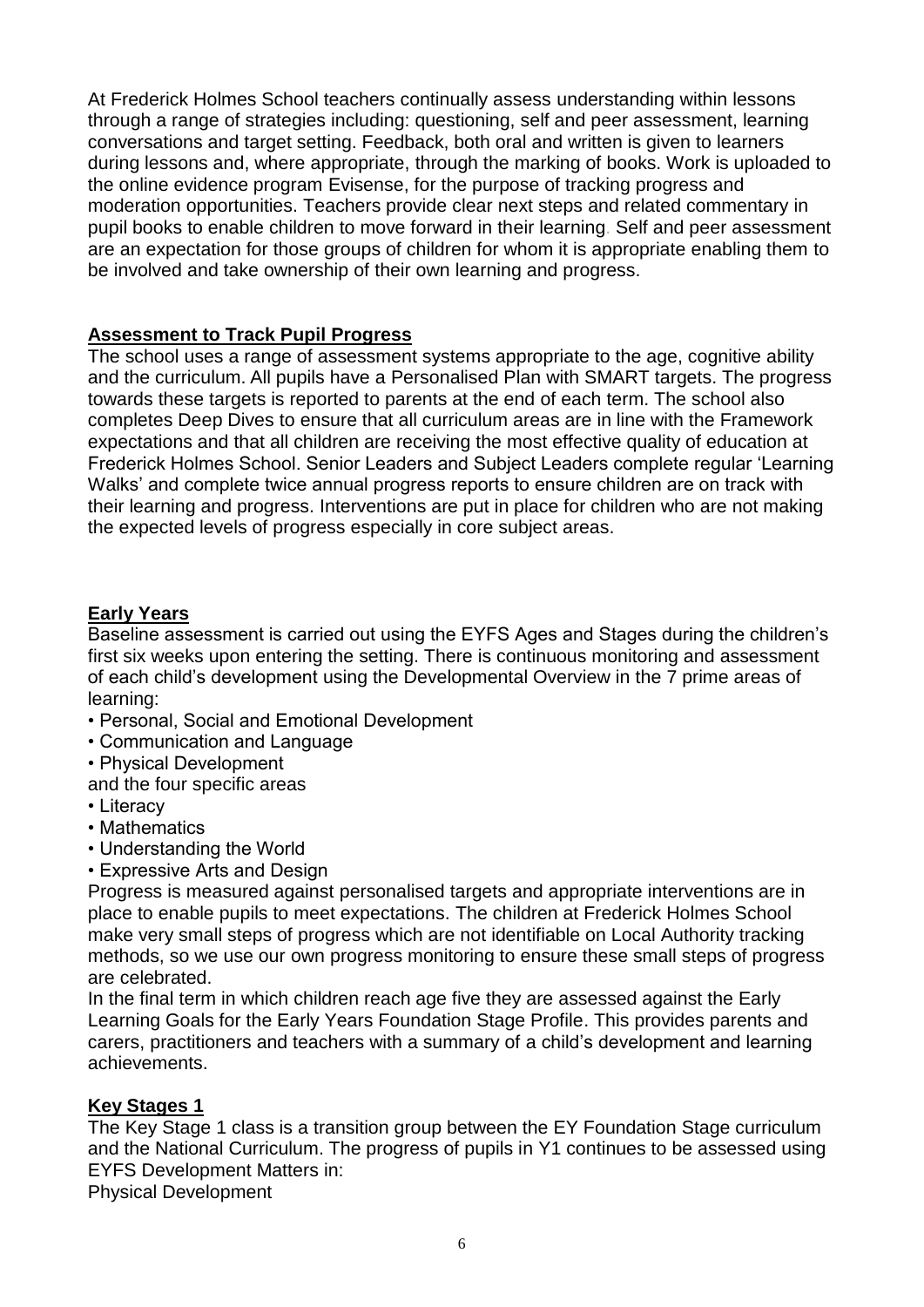At Frederick Holmes School teachers continually assess understanding within lessons through a range of strategies including: questioning, self and peer assessment, learning conversations and target setting. Feedback, both oral and written is given to learners during lessons and, where appropriate, through the marking of books. Work is uploaded to the online evidence program Evisense, for the purpose of tracking progress and moderation opportunities. Teachers provide clear next steps and related commentary in pupil books to enable children to move forward in their learning. Self and peer assessment are an expectation for those groups of children for whom it is appropriate enabling them to be involved and take ownership of their own learning and progress.

## Assessment to Track Pupil Progress

The school uses a range of assessment systems appropriate to the age, cognitive ability and the curriculum. All pupils have a Personalised Plan with SMART targets. The progress towards these targets is reported to parents at the end of each term. The school also completes Deep Dives to ensure that all curriculum areas are in line with the Framework expectations and that all children are receiving the most effective quality of education at Frederick Holmes School. Senior Leaders and Subject Leaders complete regular 'Learning Walks' and complete twice annual progress reports to ensure children are on track with their learning and progress. Interventions are put in place for children who are not making the expected levels of progress especially in core subject areas.

## Early Years

Baseline assessment is carried out using the EYFS Ages and Stages during the children's first six weeks upon entering the setting. There is continuous monitoring and assessment of each child's development using the Developmental Overview in the 7 prime areas of learning:

- Personal, Social and Emotional Development
- Communication and Language
- Physical Development

and the four specific areas

- Literacy
- Mathematics
- Understanding the World
- Expressive Arts and Design

Progress is measured against personalised targets and appropriate interventions are in place to enable pupils to meet expectations. The children at Frederick Holmes School make very small steps of progress which are not identifiable on Local Authority tracking methods, so we use our own progress monitoring to ensure these small steps of progress are celebrated.

In the final term in which children reach age five they are assessed against the Early Learning Goals for the Early Years Foundation Stage Profile. This provides parents and carers, practitioners and teachers with a summary of a child's development and learning achievements.

## Key Stages 1

The Key Stage 1 class is a transition group between the EY Foundation Stage curriculum and the National Curriculum. The progress of pupils in Y1 continues to be assessed using EYFS Development Matters in:

Physical Development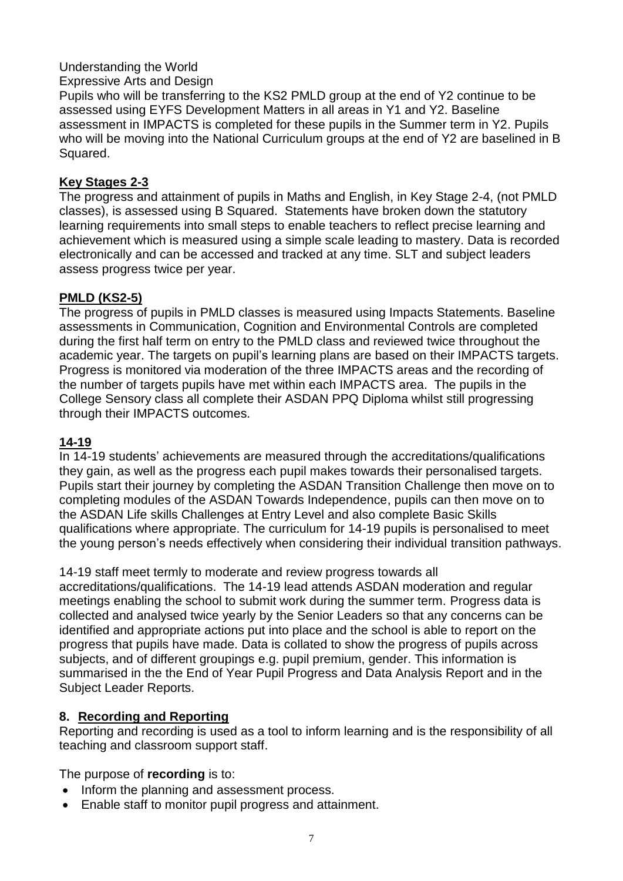Understanding the World

Expressive Arts and Design

Pupils who will be transferring to the KS2 PMLD group at the end of Y2 continue to be assessed using EYFS Development Matters in all areas in Y1 and Y2. Baseline assessment in IMPACTS is completed for these pupils in the Summer term in Y2. Pupils who will be moving into the National Curriculum groups at the end of Y2 are baselined in B Squared.

### **Key Stages 2-3**

The progress and attainment of pupils in Maths and English, in Key Stage 2-4, (not PMLD classes), is assessed using B Squared. Statements have broken down the statutory learning requirements into small steps to enable teachers to reflect precise learning and achievement which is measured using a simple scale leading to mastery. Data is recorded electronically and can be accessed and tracked at any time. SLT and subject leaders assess progress twice per year.

### **PMLD (KS2-5)**

The progress of pupils in PMLD classes is measured using Impacts Statements. Baseline assessments in Communication, Cognition and Environmental Controls are completed during the first half term on entry to the PMLD class and reviewed twice throughout the academic year. The targets on pupil's learning plans are based on their IMPACTS targets. Progress is monitored via moderation of the three IMPACTS areas and the recording of the number of targets pupils have met within each IMPACTS area. The pupils in the College Sensory class all complete their ASDAN PPQ Diploma whilst still progressing through their IMPACTS outcomes.

### **14-19**

In 14-19 students' achievements are measured through the accreditations/qualifications they gain, as well as the progress each pupil makes towards their personalised targets. Pupils start their journey by completing the ASDAN Transition Challenge then move on to completing modules of the ASDAN Towards Independence, pupils can then move on to the ASDAN Life skills Challenges at Entry Level and also complete Basic Skills qualifications where appropriate. The curriculum for 14-19 pupils is personalised to meet the young person's needs effectively when considering their individual transition pathways.

14-19 staff meet termly to moderate and review progress towards all accreditations/qualifications. The 14-19 lead attends ASDAN moderation and regular meetings enabling the school to submit work during the summer term. Progress data is collected and analysed twice yearly by the Senior Leaders so that any concerns can be identified and appropriate actions put into place and the school is able to report on the progress that pupils have made. Data is collated to show the progress of pupils across subjects, and of different groupings e.g. pupil premium, gender. This information is summarised in the the End of Year Pupil Progress and Data Analysis Report and in the Subject Leader Reports.

## **8. Recording and Reporting**

Reporting and recording is used as a tool to inform learning and is the responsibility of all teaching and classroom support staff.

The purpose of **recording** is to:

- Inform the planning and assessment process.
- Enable staff to monitor pupil progress and attainment.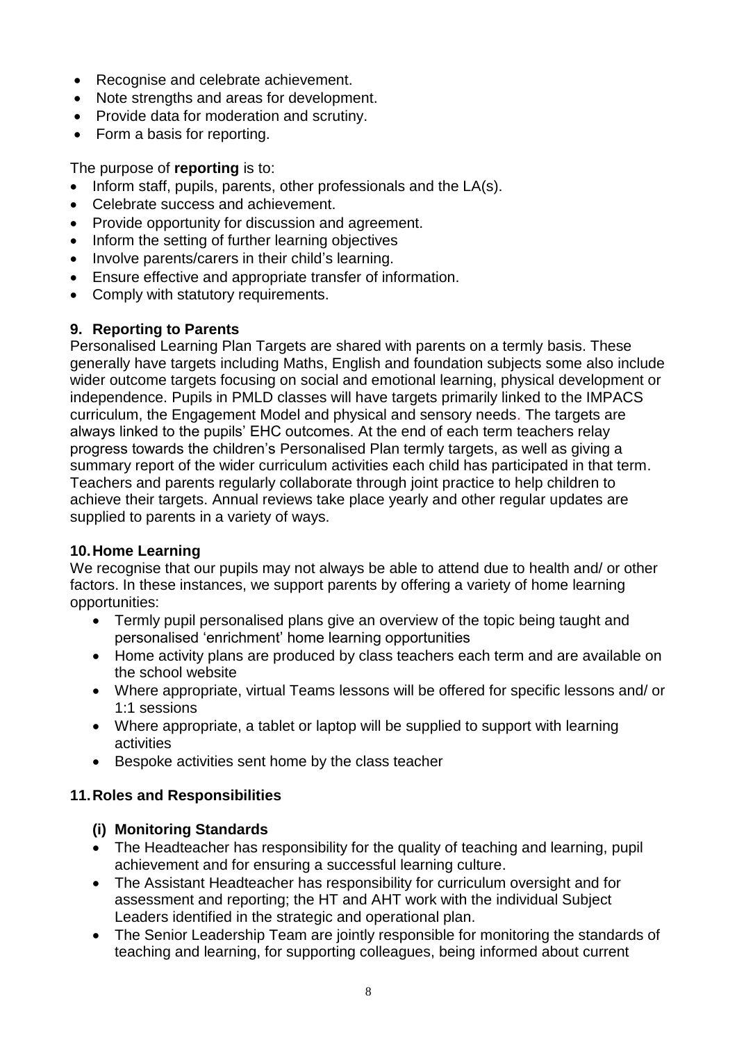- Recognise and celebrate achievement.
- Note strengths and areas for development.
- Provide data for moderation and scrutiny.
- Form a basis for reporting.

The purpose of **reporting** is to:

- Inform staff, pupils, parents, other professionals and the LA(s).
- Celebrate success and achievement.
- Provide opportunity for discussion and agreement.
- Inform the setting of further learning objectives
- Involve parents/carers in their child's learning.
- Ensure effective and appropriate transfer of information.
- Comply with statutory requirements.

## 9. Reporting to Parents

Personalised Learning Plan Targets are shared with parents on a termly basis. These generally have targets including Maths, English and foundation subjects some also include wider outcome targets focusing on social and emotional learning, physical development or independence. Pupils in PMLD classes will have targets primarily linked to the IMPACS curriculum, the Engagement Model and physical and sensory needs. The targets are always linked to the pupils' EHC outcomes. At the end of each term teachers relay progress towards the children's Personalised Plan termly targets, as well as giving a summary report of the wider curriculum activities each child has participated in that term. Teachers and parents regularly collaborate through joint practice to help children to achieve their targets. Annual reviews take place yearly and other regular updates are supplied to parents in a variety of ways.

## 10. Home Learning

We recognise that our pupils may not always be able to attend due to health and/ or other factors. In these instances, we support parents by offering a variety of home learning opportunities:

- Termly pupil personalised plans give an overview of the topic being taught and personalised 'enrichment' home learning opportunities
- Home activity plans are produced by class teachers each term and are available on the school website
- Where appropriate, virtual Teams lessons will be offered for specific lessons and/ or 1:1 sessions
- Where appropriate, a tablet or laptop will be supplied to support with learning activities
- Bespoke activities sent home by the class teacher

## 11. Roles and Responsibilities

### (i) Monitoring Standards

- The Headteacher has responsibility for the quality of teaching and learning, pupil achievement and for ensuring a successful learning culture.
- The Assistant Headteacher has responsibility for curriculum oversight and for assessment and reporting; the HT and AHT work with the individual Subject Leaders identified in the strategic and operational plan.
- The Senior Leadership Team are jointly responsible for monitoring the standards of teaching and learning, for supporting colleagues, being informed about current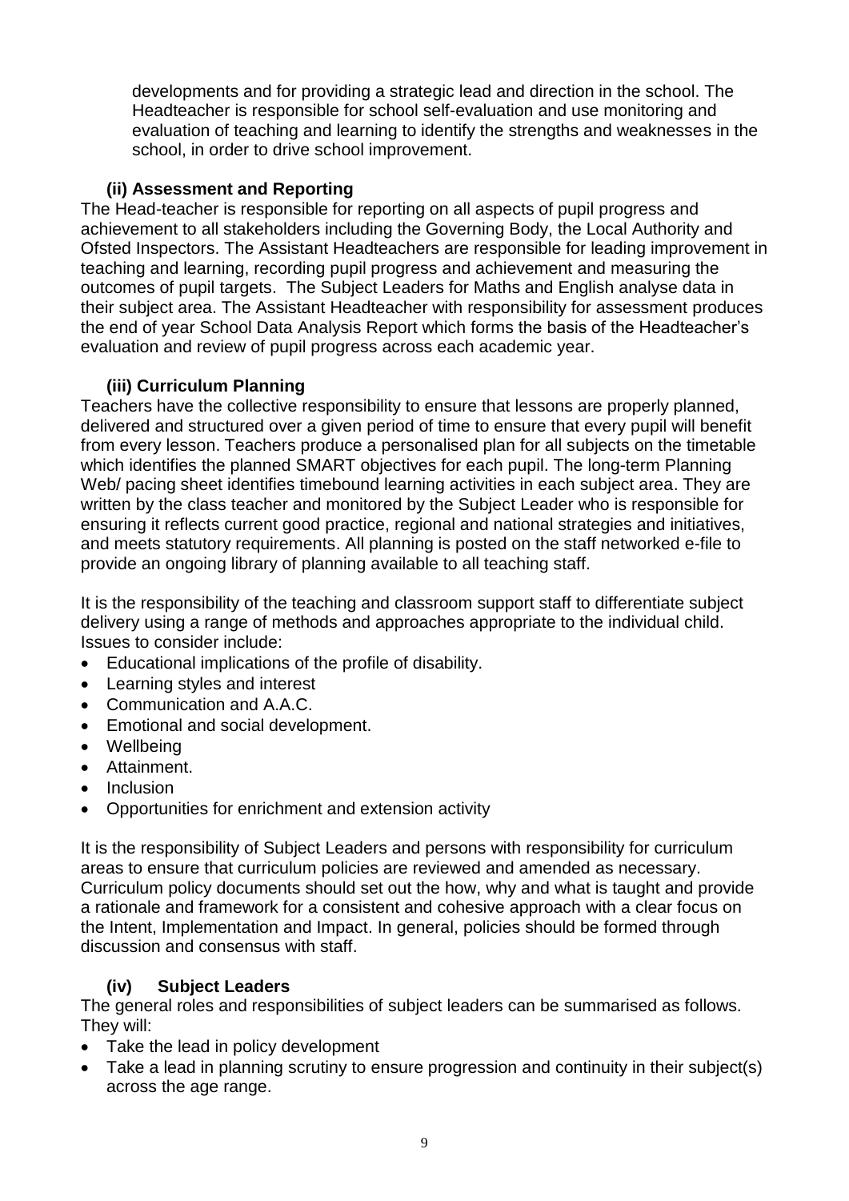developments and for providing a strategic lead and direction in the school. The Headteacher is responsible for school self-evaluation and use monitoring and evaluation of teaching and learning to identify the strengths and weaknesses in the school, in order to drive school improvement.

### (ii) Assessment and Reporting

The Head-teacher is responsible for reporting on all aspects of pupil progress and achievement to all stakeholders including the Governing Body, the Local Authority and Ofsted Inspectors. The Assistant Headteachers are responsible for leading improvement in teaching and learning, recording pupil progress and achievement and measuring the outcomes of pupil targets. The Subject Leaders for Maths and English analyse data in their subject area. The Assistant Headteacher with responsibility for assessment produces the end of year School Data Analysis Report which forms the basis of the Headteacher's evaluation and review of pupil progress across each academic year.

### (iii) Curriculum Planning

Teachers have the collective responsibility to ensure that lessons are properly planned, delivered and structured over a given period of time to ensure that every pupil will benefit from every lesson. Teachers produce a personalised plan for all subjects on the timetable which identifies the planned SMART objectives for each pupil. The long-term Planning Web/ pacing sheet identifies timebound learning activities in each subject area. They are written by the class teacher and monitored by the Subject Leader who is responsible for ensuring it reflects current good practice, regional and national strategies and initiatives, and meets statutory requirements. All planning is posted on the staff networked e-file to provide an ongoing library of planning available to all teaching staff.

It is the responsibility of the teaching and classroom support staff to differentiate subject delivery using a range of methods and approaches appropriate to the individual child. Issues to consider include:

- Educational implications of the profile of disability.
- Learning styles and interest
- Communication and A.A.C.
- Emotional and social development.
- Wellbeing
- Attainment.
- Inclusion
- Opportunities for enrichment and extension activity

It is the responsibility of Subject Leaders and persons with responsibility for curriculum areas to ensure that curriculum policies are reviewed and amended as necessary. Curriculum policy documents should set out the how, why and what is taught and provide a rationale and framework for a consistent and cohesive approach with a clear focus on the Intent, Implementation and Impact. In general, policies should be formed through discussion and consensus with staff.

### (iv) Subject Leaders

The general roles and responsibilities of subject leaders can be summarised as follows. They will:

- Take the lead in policy development
- Take a lead in planning scrutiny to ensure progression and continuity in their subject(s) across the age range.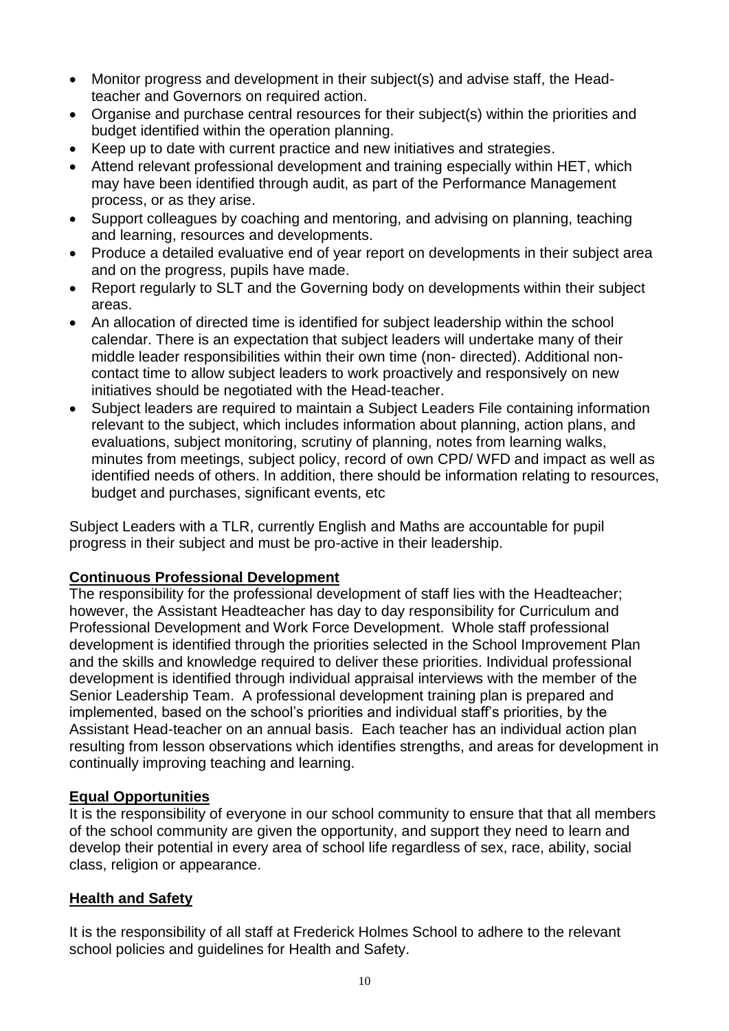- Monitor progress and development in their subject(s) and advise staff, the Head-teacher and Governors on required action.
- Organise and purchase central resources for their subject(s) within the priorities and budget identified within the operation planning.
- Keep up to date with current practice and new initiatives and strategies.
- Attend relevant professional development and training especially within HET, which may have been identified through audit, as part of the Performance Management process, or as they arise.
- Support colleagues by coaching and mentoring, and advising on planning, teaching and learning, resources and developments.
- Produce a detailed evaluative end of year report on developments in their subject area and on the progress, pupils have made.
- Report regularly to SLT and the Governing body on developments within their subject areas.
- An allocation of directed time is identified for subject leadership within the school calendar. There is an expectation that subject leaders will undertake many of their middle leader responsibilities within their own time (non- directed). Additional non-contact time to allow subject leaders to work proactively and responsively on new initiatives should be negotiated with the Head-teacher.
- Subject leaders are required to maintain a Subject Leaders File containing information relevant to the subject, which includes information about planning, action plans, and evaluations, subject monitoring, scrutiny of planning, notes from learning walks, minutes from meetings, subject policy, record of own CPD/ WFD and impact as well as identified needs of others. In addition, there should be information relating to resources, budget and purchases, significant events, etc

Subject Leaders with a TLR, currently English and Maths are accountable for pupil progress in their subject and must be pro-active in their leadership.

## Continuous Professional Development

The responsibility for the professional development of staff lies with the Headteacher; however, the Assistant Headteacher has day to day responsibility for Curriculum and Professional Development and Work Force Development. Whole staff professional development is identified through the priorities selected in the School Improvement Plan and the skills and knowledge required to deliver these priorities. Individual professional development is identified through individual appraisal interviews with the member of the Senior Leadership Team. A professional development training plan is prepared and implemented, based on the school's priorities and individual staff's priorities, by the Assistant Head-teacher on an annual basis. Each teacher has an individual action plan resulting from lesson observations which identifies strengths, and areas for development in continually improving teaching and learning.

## Equal Opportunities

It is the responsibility of everyone in our school community to ensure that that all members of the school community are given the opportunity, and support they need to learn and develop their potential in every area of school life regardless of sex, race, ability, social class, religion or appearance.

## Health and Safety

It is the responsibility of all staff at Frederick Holmes School to adhere to the relevant school policies and guidelines for Health and Safety.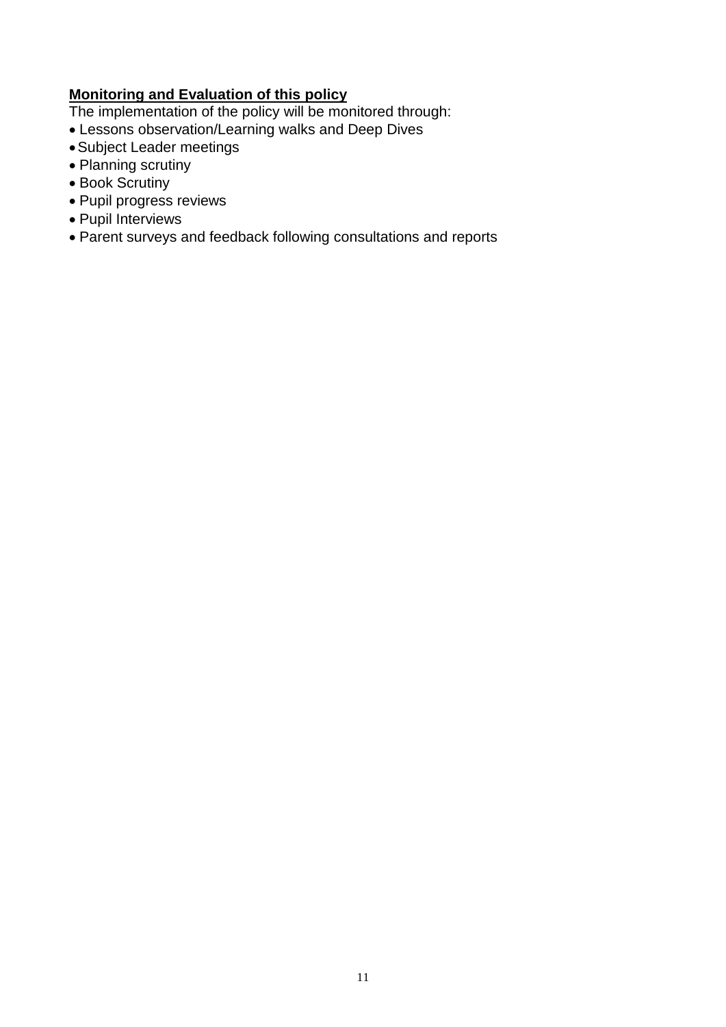**Monitoring and Evaluation of this policy**

The implementation of the policy will be monitored through:

- Lessons observation/Learning walks and Deep Dives
- Subject Leader meetings
- Planning scrutiny
- Book Scrutiny
- Pupil progress reviews
- Pupil Interviews
- Parent surveys and feedback following consultations and reports